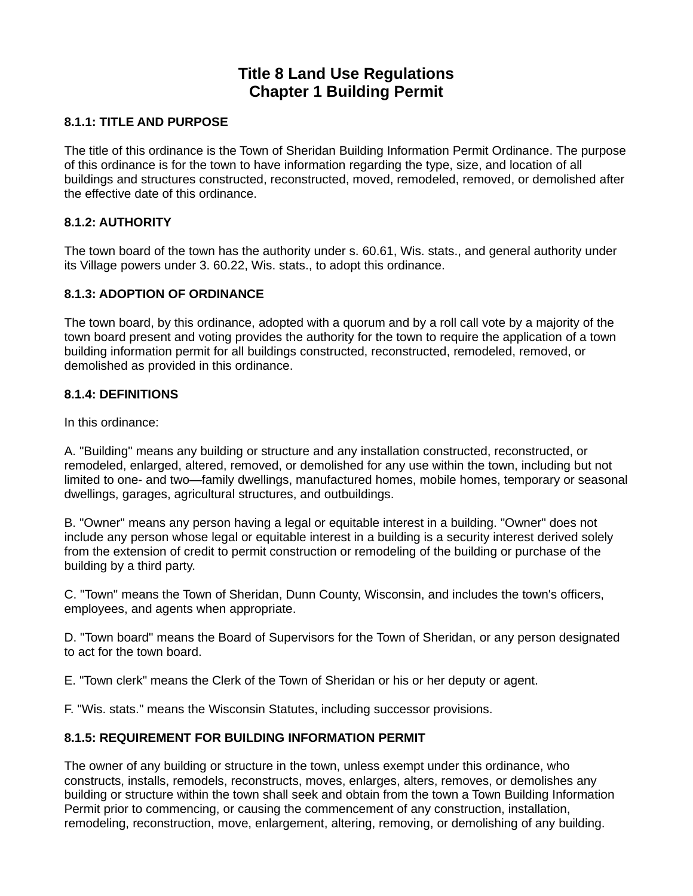# Title 8 Land Use Regulations
# Chapter 1 Building Permit

### 8.1.1: TITLE AND PURPOSE

The title of this ordinance is the Town of Sheridan Building Information Permit Ordinance. The purpose of this ordinance is for the town to have information regarding the type, size, and location of all buildings and structures constructed, reconstructed, moved, remodeled, removed, or demolished after the effective date of this ordinance.

### 8.1.2: AUTHORITY

The town board of the town has the authority under s. 60.61, Wis. stats., and general authority under its Village powers under 3. 60.22, Wis. stats., to adopt this ordinance.

### 8.1.3: ADOPTION OF ORDINANCE

The town board, by this ordinance, adopted with a quorum and by a roll call vote by a majority of the town board present and voting provides the authority for the town to require the application of a town building information permit for all buildings constructed, reconstructed, remodeled, removed, or demolished as provided in this ordinance.

### 8.1.4: DEFINITIONS

In this ordinance:

A. "Building" means any building or structure and any installation constructed, reconstructed, or remodeled, enlarged, altered, removed, or demolished for any use within the town, including but not limited to one- and two—family dwellings, manufactured homes, mobile homes, temporary or seasonal dwellings, garages, agricultural structures, and outbuildings.

B. "Owner" means any person having a legal or equitable interest in a building. "Owner" does not include any person whose legal or equitable interest in a building is a security interest derived solely from the extension of credit to permit construction or remodeling of the building or purchase of the building by a third party.

C. "Town" means the Town of Sheridan, Dunn County, Wisconsin, and includes the town's officers, employees, and agents when appropriate.

D. "Town board" means the Board of Supervisors for the Town of Sheridan, or any person designated to act for the town board.

E. "Town clerk" means the Clerk of the Town of Sheridan or his or her deputy or agent.

F. "Wis. stats." means the Wisconsin Statutes, including successor provisions.

### 8.1.5: REQUIREMENT FOR BUILDING INFORMATION PERMIT

The owner of any building or structure in the town, unless exempt under this ordinance, who constructs, installs, remodels, reconstructs, moves, enlarges, alters, removes, or demolishes any building or structure within the town shall seek and obtain from the town a Town Building Information Permit prior to commencing, or causing the commencement of any construction, installation, remodeling, reconstruction, move, enlargement, altering, removing, or demolishing of any building.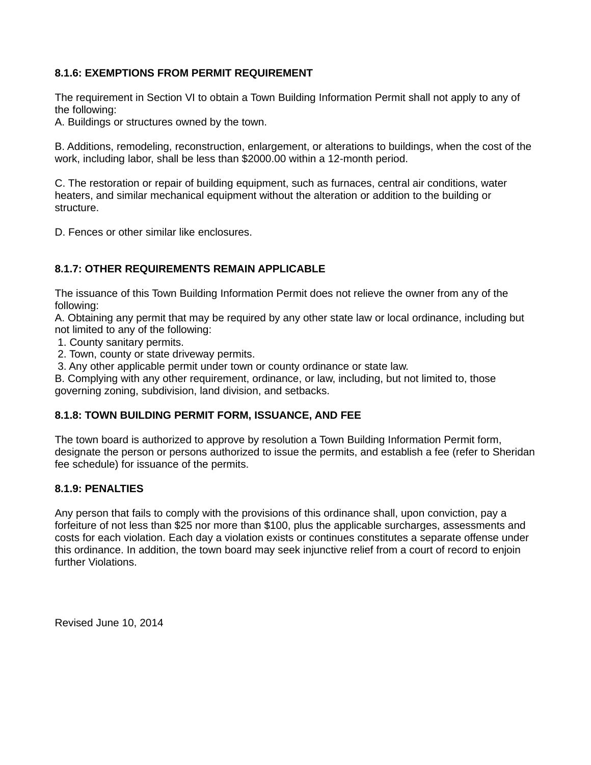### 8.1.6: EXEMPTIONS FROM PERMIT REQUIREMENT

The requirement in Section VI to obtain a Town Building Information Permit shall not apply to any of the following:

A. Buildings or structures owned by the town.

B. Additions, remodeling, reconstruction, enlargement, or alterations to buildings, when the cost of the work, including labor, shall be less than $2000.00 within a 12-month period.

C. The restoration or repair of building equipment, such as furnaces, central air conditions, water heaters, and similar mechanical equipment without the alteration or addition to the building or structure.

D. Fences or other similar like enclosures.

### 8.1.7: OTHER REQUIREMENTS REMAIN APPLICABLE

The issuance of this Town Building Information Permit does not relieve the owner from any of the following:

A. Obtaining any permit that may be required by any other state law or local ordinance, including but not limited to any of the following:

1. County sanitary permits.
2. Town, county or state driveway permits.
3. Any other applicable permit under town or county ordinance or state law.

B. Complying with any other requirement, ordinance, or law, including, but not limited to, those governing zoning, subdivision, land division, and setbacks.

### 8.1.8: TOWN BUILDING PERMIT FORM, ISSUANCE, AND FEE

The town board is authorized to approve by resolution a Town Building Information Permit form, designate the person or persons authorized to issue the permits, and establish a fee (refer to Sheridan fee schedule) for issuance of the permits.

### 8.1.9: PENALTIES

Any person that fails to comply with the provisions of this ordinance shall, upon conviction, pay a forfeiture of not less than $25 nor more than $100, plus the applicable surcharges, assessments and costs for each violation. Each day a violation exists or continues constitutes a separate offense under this ordinance. In addition, the town board may seek injunctive relief from a court of record to enjoin further Violations.

Revised June 10, 2014